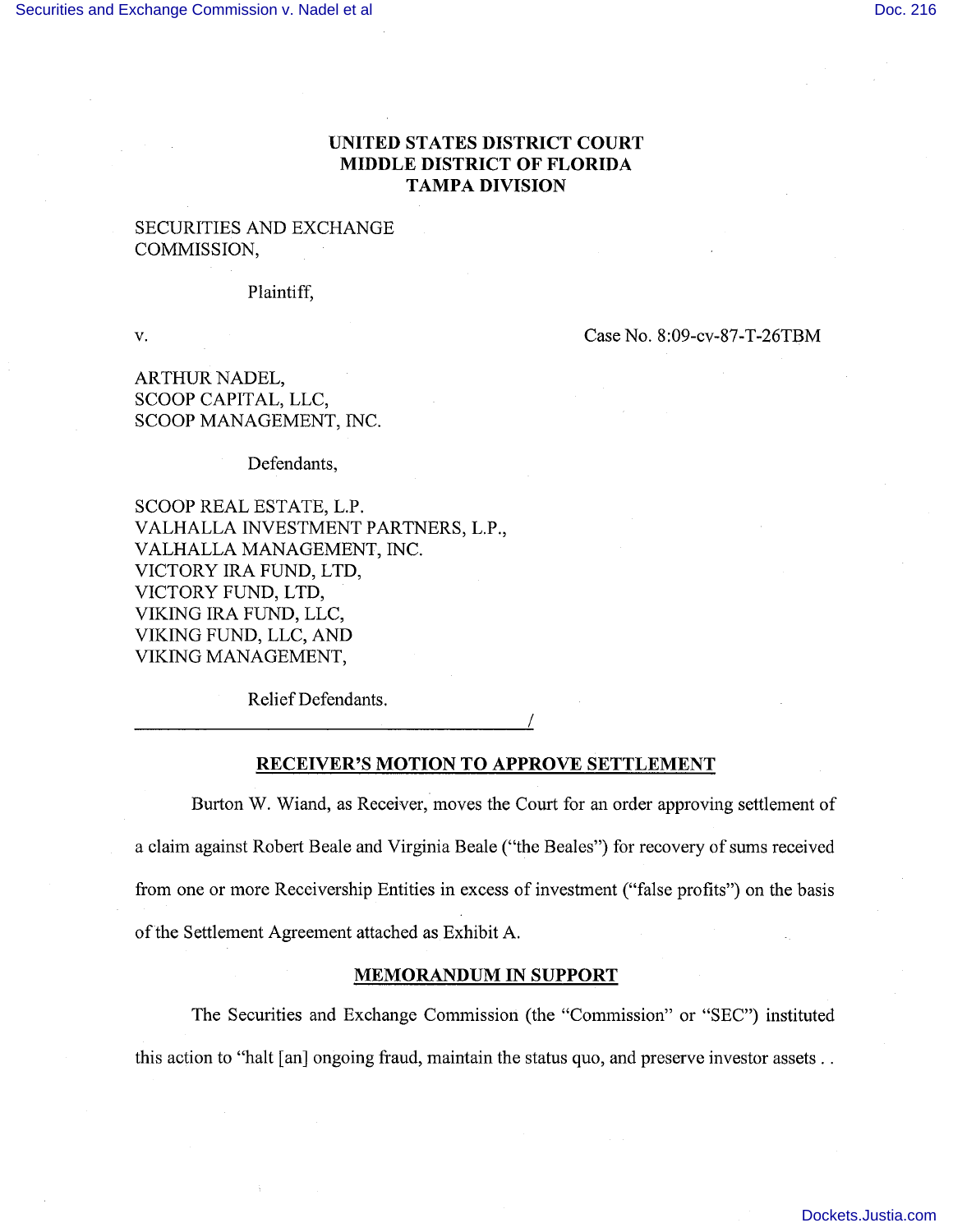# UNITED STATES DISTRICT COURT
# MIDDLE DISTRICT OF FLORIDA
# TAMPA DIVISION

SECURITIES AND EXCHANGE COMMISSION,

Plaintiff,

v. Case No. 8:09-cv-87-T-26TBM

ARTHUR NADEL,
SCOOP CAPITAL, LLC,
SCOOP MANAGEMENT, INC.

Defendants,

SCOOP REAL ESTATE, L.P.
VALHALLA INVESTMENT PARTNERS, L.P.,
VALHALLA MANAGEMENT, INC.
VICTORY IRA FUND, LTD,
VICTORY FUND, LTD,
VIKING IRA FUND, LLC,
VIKING FUND, LLC, AND
VIKING MANAGEMENT,

Relief Defendants.

_______________________________________/

## RECEIVER'S MOTION TO APPROVE SETTLEMENT

Burton W. Wiand, as Receiver, moves the Court for an order approving settlement of a claim against Robert Beale and Virginia Beale ("the Beales") for recovery of sums received from one or more Receivership Entities in excess of investment ("false profits") on the basis of the Settlement Agreement attached as Exhibit A.

## MEMORANDUM IN SUPPORT

The Securities and Exchange Commission (the "Commission" or "SEC") instituted this action to "halt [an] ongoing fraud, maintain the status quo, and preserve investor assets . .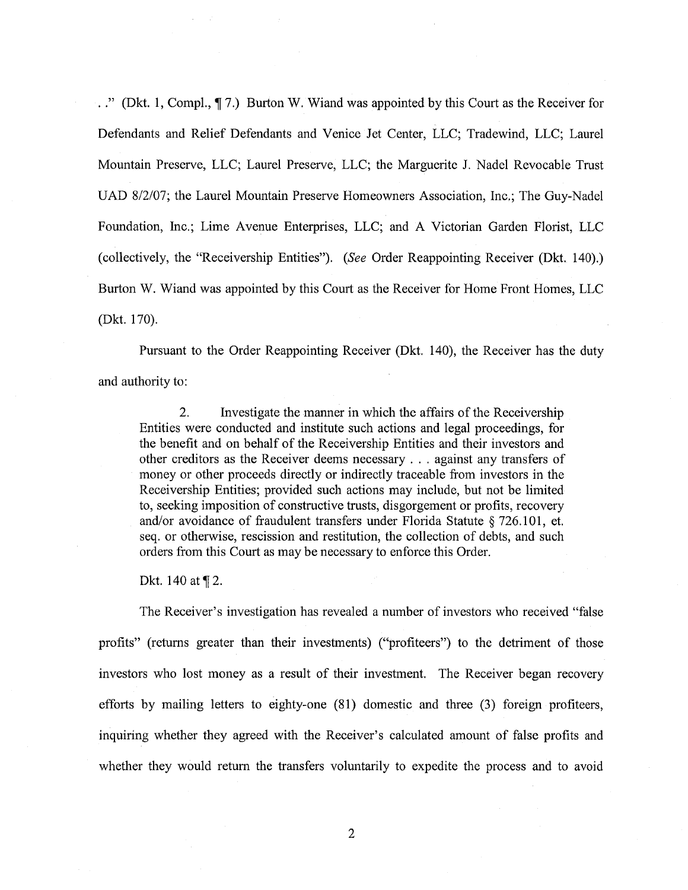. ." (Dkt. 1, Compl., ¶ 7.) Burton W. Wiand was appointed by this Court as the Receiver for Defendants and Relief Defendants and Venice Jet Center, LLC; Tradewind, LLC; Laurel Mountain Preserve, LLC; Laurel Preserve, LLC; the Marguerite J. Nadel Revocable Trust UAD 8/2/07; the Laurel Mountain Preserve Homeowners Association, Inc.; The Guy-Nadel Foundation, Inc.; Lime Avenue Enterprises, LLC; and A Victorian Garden Florist, LLC (collectively, the "Receivership Entities"). (*See* Order Reappointing Receiver (Dkt. 140).) Burton W. Wiand was appointed by this Court as the Receiver for Home Front Homes, LLC (Dkt. 170).

Pursuant to the Order Reappointing Receiver (Dkt. 140), the Receiver has the duty and authority to:

> 2. Investigate the manner in which the affairs of the Receivership Entities were conducted and institute such actions and legal proceedings, for the benefit and on behalf of the Receivership Entities and their investors and other creditors as the Receiver deems necessary . . . against any transfers of money or other proceeds directly or indirectly traceable from investors in the Receivership Entities; provided such actions may include, but not be limited to, seeking imposition of constructive trusts, disgorgement or profits, recovery and/or avoidance of fraudulent transfers under Florida Statute § 726.101, et. seq. or otherwise, rescission and restitution, the collection of debts, and such orders from this Court as may be necessary to enforce this Order.
>
> Dkt. 140 at ¶ 2.

The Receiver's investigation has revealed a number of investors who received "false profits" (returns greater than their investments) ("profiteers") to the detriment of those investors who lost money as a result of their investment. The Receiver began recovery efforts by mailing letters to eighty-one (81) domestic and three (3) foreign profiteers, inquiring whether they agreed with the Receiver's calculated amount of false profits and whether they would return the transfers voluntarily to expedite the process and to avoid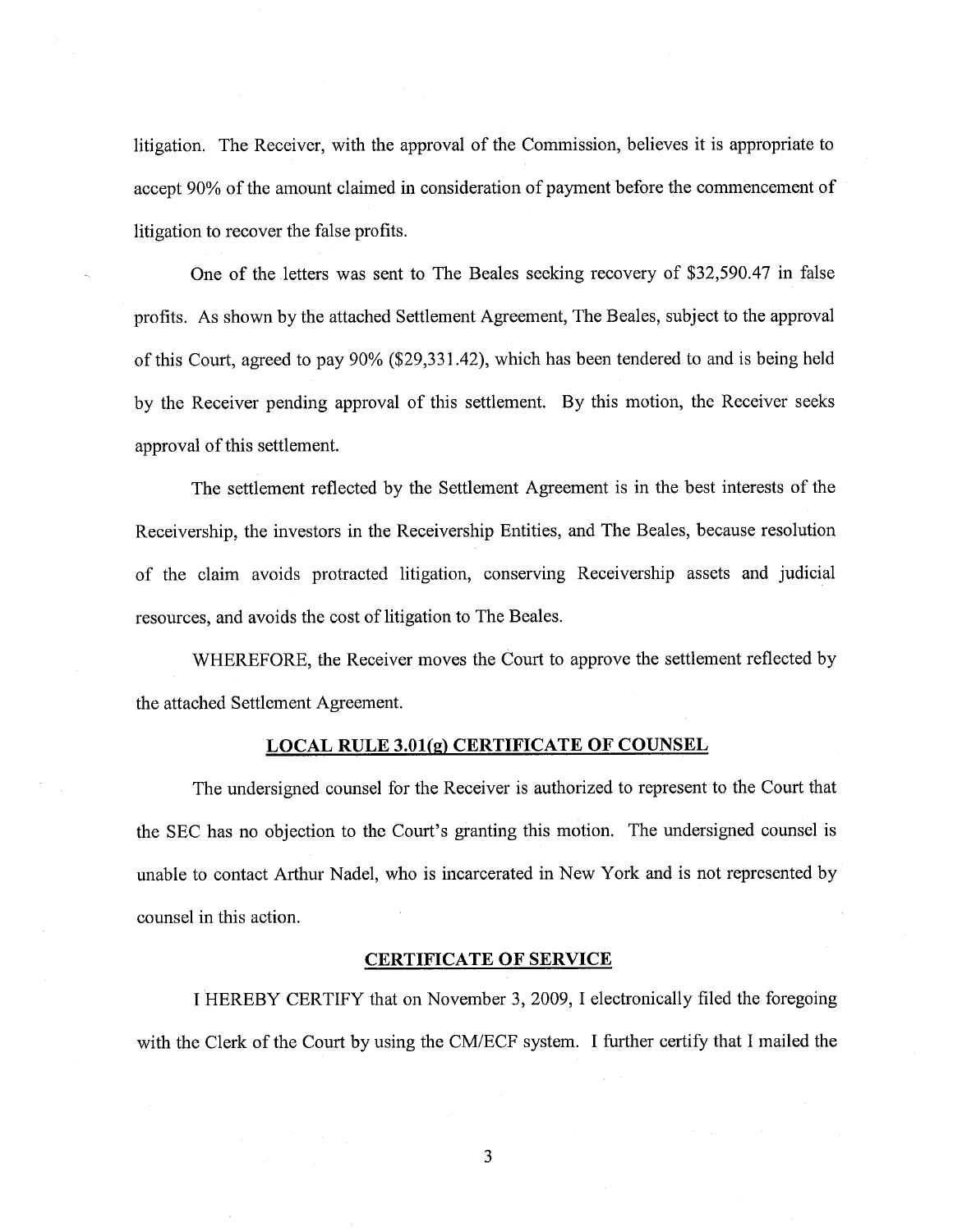litigation. The Receiver, with the approval of the Commission, believes it is appropriate to accept 90% of the amount claimed in consideration of payment before the commencement of litigation to recover the false profits.

One of the letters was sent to The Beales seeking recovery of $32,590.47 in false profits. As shown by the attached Settlement Agreement, The Beales, subject to the approval of this Court, agreed to pay 90% ($29,331.42), which has been tendered to and is being held by the Receiver pending approval of this settlement. By this motion, the Receiver seeks approval of this settlement.

The settlement reflected by the Settlement Agreement is in the best interests of the Receivership, the investors in the Receivership Entities, and The Beales, because resolution of the claim avoids protracted litigation, conserving Receivership assets and judicial resources, and avoids the cost of litigation to The Beales.

WHEREFORE, the Receiver moves the Court to approve the settlement reflected by the attached Settlement Agreement.

**LOCAL RULE 3.01(g) CERTIFICATE OF COUNSEL**

The undersigned counsel for the Receiver is authorized to represent to the Court that the SEC has no objection to the Court's granting this motion. The undersigned counsel is unable to contact Arthur Nadel, who is incarcerated in New York and is not represented by counsel in this action.

**CERTIFICATE OF SERVICE**

I HEREBY CERTIFY that on November 3, 2009, I electronically filed the foregoing with the Clerk of the Court by using the CM/ECF system. I further certify that I mailed the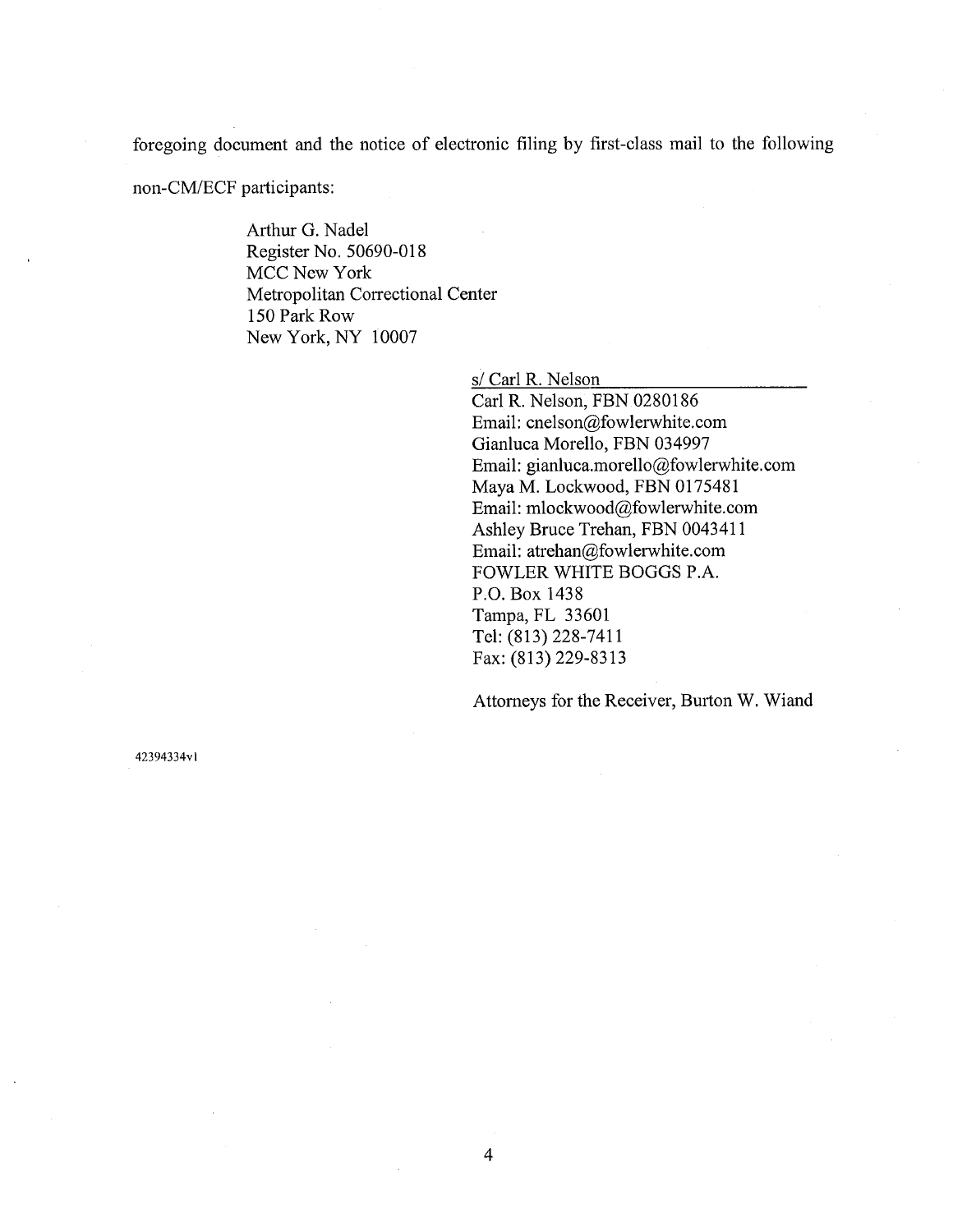foregoing document and the notice of electronic filing by first-class mail to the following non-CM/ECF participants:

Arthur G. Nadel
Register No. 50690-018
MCC New York
Metropolitan Correctional Center
150 Park Row
New York, NY 10007

s/ Carl R. Nelson
Carl R. Nelson, FBN 0280186
Email: cnelson@fowlerwhite.com
Gianluca Morello, FBN 034997
Email: gianluca.morello@fowlerwhite.com
Maya M. Lockwood, FBN 0175481
Email: mlockwood@fowlerwhite.com
Ashley Bruce Trehan, FBN 0043411
Email: atrehan@fowlerwhite.com
FOWLER WHITE BOGGS P.A.
P.O. Box 1438
Tampa, FL 33601
Tel: (813) 228-7411
Fax: (813) 229-8313

Attorneys for the Receiver, Burton W. Wiand

42394334v1